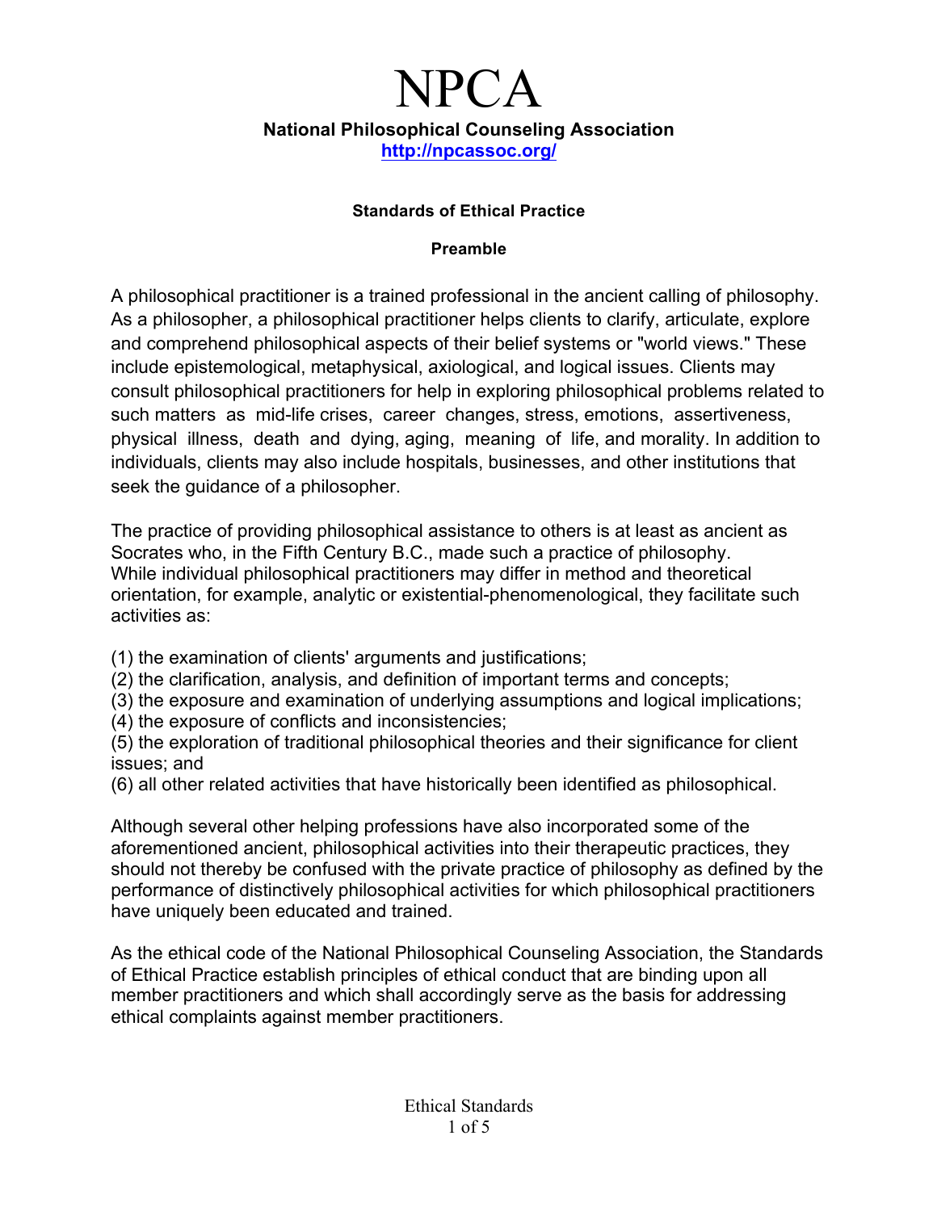# NPCA

**National Philosophical Counseling Association**

**http://npcassoc.org/**

### Standards of Ethical Practice

#### Preamble

A philosophical practitioner is a trained professional in the ancient calling of philosophy. As a philosopher, a philosophical practitioner helps clients to clarify, articulate, explore and comprehend philosophical aspects of their belief systems or "world views." These include epistemological, metaphysical, axiological, and logical issues. Clients may consult philosophical practitioners for help in exploring philosophical problems related to such matters as mid-life crises, career changes, stress, emotions, assertiveness, physical illness, death and dying, aging, meaning of life, and morality. In addition to individuals, clients may also include hospitals, businesses, and other institutions that seek the guidance of a philosopher.

The practice of providing philosophical assistance to others is at least as ancient as Socrates who, in the Fifth Century B.C., made such a practice of philosophy. While individual philosophical practitioners may differ in method and theoretical orientation, for example, analytic or existential-phenomenological, they facilitate such activities as:

(1) the examination of clients' arguments and justifications;
(2) the clarification, analysis, and definition of important terms and concepts;
(3) the exposure and examination of underlying assumptions and logical implications;
(4) the exposure of conflicts and inconsistencies;
(5) the exploration of traditional philosophical theories and their significance for client issues; and
(6) all other related activities that have historically been identified as philosophical.

Although several other helping professions have also incorporated some of the aforementioned ancient, philosophical activities into their therapeutic practices, they should not thereby be confused with the private practice of philosophy as defined by the performance of distinctively philosophical activities for which philosophical practitioners have uniquely been educated and trained.

As the ethical code of the National Philosophical Counseling Association, the Standards of Ethical Practice establish principles of ethical conduct that are binding upon all member practitioners and which shall accordingly serve as the basis for addressing ethical complaints against member practitioners.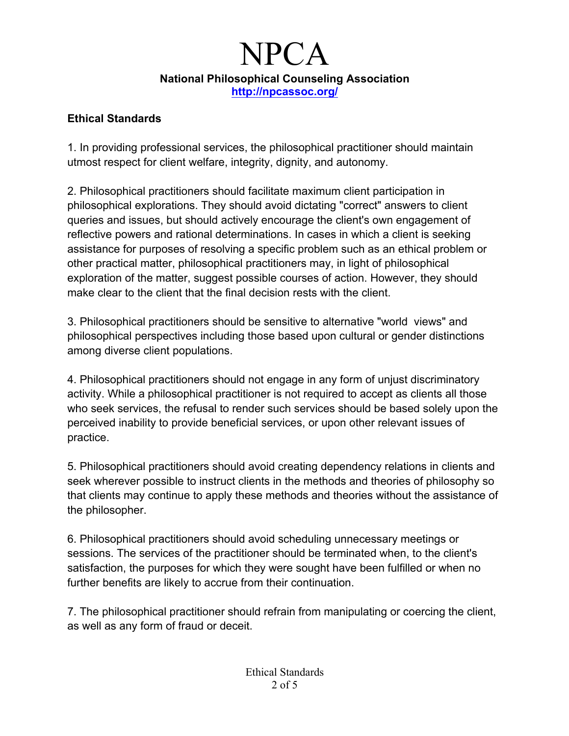# NPCA

**National Philosophical Counseling Association**
**http://npcassoc.org/**

**Ethical Standards**

1. In providing professional services, the philosophical practitioner should maintain utmost respect for client welfare, integrity, dignity, and autonomy.

2. Philosophical practitioners should facilitate maximum client participation in philosophical explorations. They should avoid dictating "correct" answers to client queries and issues, but should actively encourage the client's own engagement of reflective powers and rational determinations. In cases in which a client is seeking assistance for purposes of resolving a specific problem such as an ethical problem or other practical matter, philosophical practitioners may, in light of philosophical exploration of the matter, suggest possible courses of action. However, they should make clear to the client that the final decision rests with the client.

3. Philosophical practitioners should be sensitive to alternative "world views" and philosophical perspectives including those based upon cultural or gender distinctions among diverse client populations.

4. Philosophical practitioners should not engage in any form of unjust discriminatory activity. While a philosophical practitioner is not required to accept as clients all those who seek services, the refusal to render such services should be based solely upon the perceived inability to provide beneficial services, or upon other relevant issues of practice.

5. Philosophical practitioners should avoid creating dependency relations in clients and seek wherever possible to instruct clients in the methods and theories of philosophy so that clients may continue to apply these methods and theories without the assistance of the philosopher.

6. Philosophical practitioners should avoid scheduling unnecessary meetings or sessions. The services of the practitioner should be terminated when, to the client's satisfaction, the purposes for which they were sought have been fulfilled or when no further benefits are likely to accrue from their continuation.

7. The philosophical practitioner should refrain from manipulating or coercing the client, as well as any form of fraud or deceit.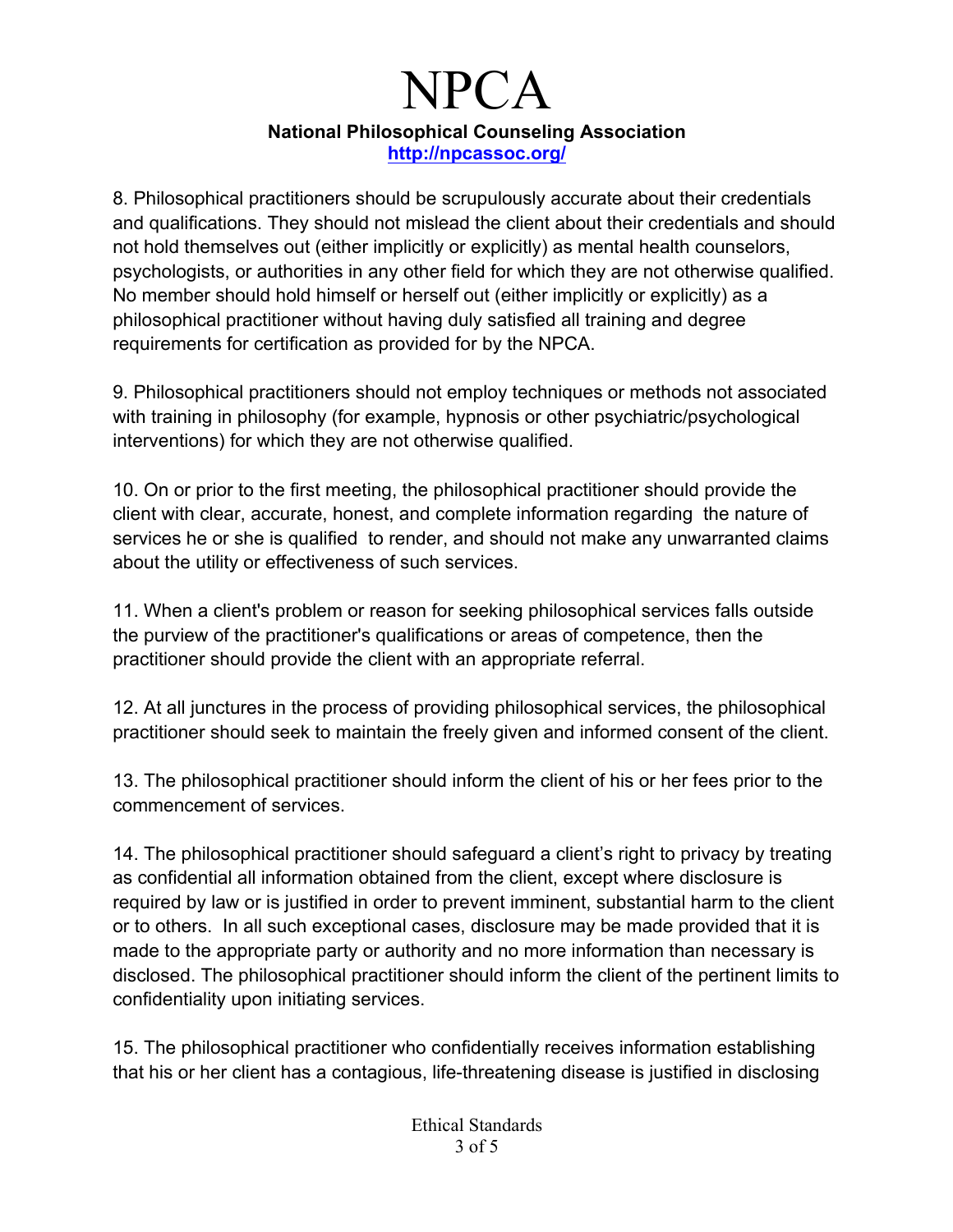8. Philosophical practitioners should be scrupulously accurate about their credentials and qualifications. They should not mislead the client about their credentials and should not hold themselves out (either implicitly or explicitly) as mental health counselors, psychologists, or authorities in any other field for which they are not otherwise qualified. No member should hold himself or herself out (either implicitly or explicitly) as a philosophical practitioner without having duly satisfied all training and degree requirements for certification as provided for by the NPCA.

9. Philosophical practitioners should not employ techniques or methods not associated with training in philosophy (for example, hypnosis or other psychiatric/psychological interventions) for which they are not otherwise qualified.

10. On or prior to the first meeting, the philosophical practitioner should provide the client with clear, accurate, honest, and complete information regarding the nature of services he or she is qualified to render, and should not make any unwarranted claims about the utility or effectiveness of such services.

11. When a client's problem or reason for seeking philosophical services falls outside the purview of the practitioner's qualifications or areas of competence, then the practitioner should provide the client with an appropriate referral.

12. At all junctures in the process of providing philosophical services, the philosophical practitioner should seek to maintain the freely given and informed consent of the client.

13. The philosophical practitioner should inform the client of his or her fees prior to the commencement of services.

14. The philosophical practitioner should safeguard a client's right to privacy by treating as confidential all information obtained from the client, except where disclosure is required by law or is justified in order to prevent imminent, substantial harm to the client or to others. In all such exceptional cases, disclosure may be made provided that it is made to the appropriate party or authority and no more information than necessary is disclosed. The philosophical practitioner should inform the client of the pertinent limits to confidentiality upon initiating services.

15. The philosophical practitioner who confidentially receives information establishing that his or her client has a contagious, life-threatening disease is justified in disclosing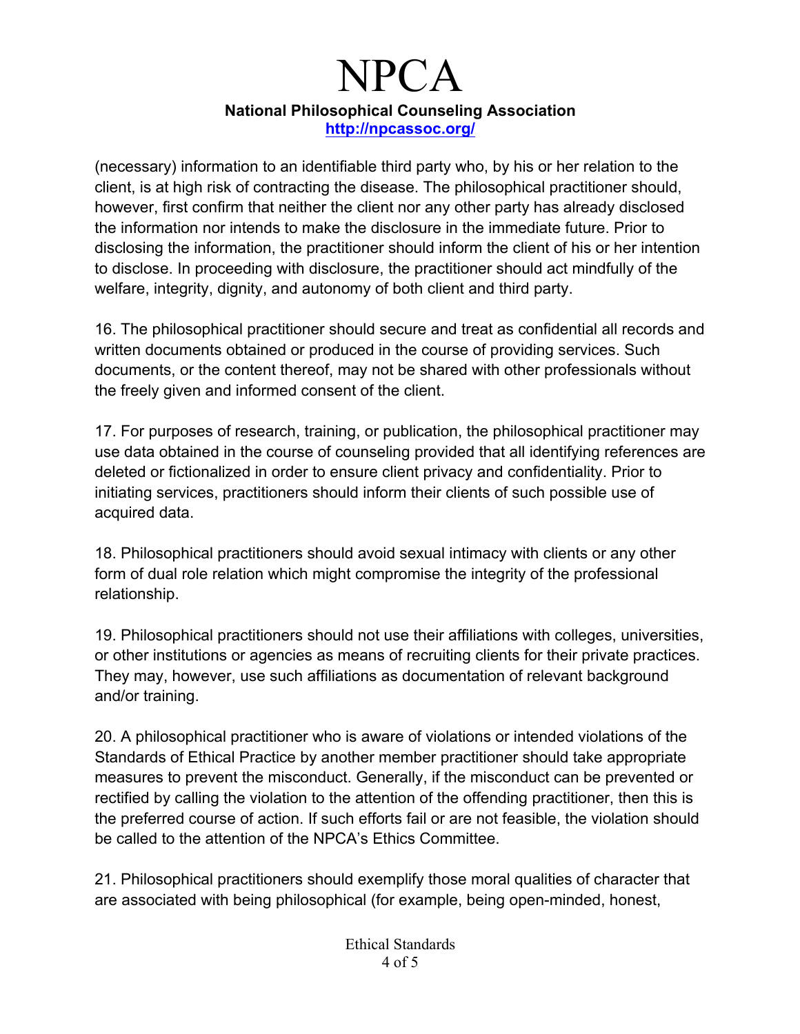(necessary) information to an identifiable third party who, by his or her relation to the client, is at high risk of contracting the disease. The philosophical practitioner should, however, first confirm that neither the client nor any other party has already disclosed the information nor intends to make the disclosure in the immediate future. Prior to disclosing the information, the practitioner should inform the client of his or her intention to disclose. In proceeding with disclosure, the practitioner should act mindfully of the welfare, integrity, dignity, and autonomy of both client and third party.

16. The philosophical practitioner should secure and treat as confidential all records and written documents obtained or produced in the course of providing services. Such documents, or the content thereof, may not be shared with other professionals without the freely given and informed consent of the client.

17. For purposes of research, training, or publication, the philosophical practitioner may use data obtained in the course of counseling provided that all identifying references are deleted or fictionalized in order to ensure client privacy and confidentiality. Prior to initiating services, practitioners should inform their clients of such possible use of acquired data.

18. Philosophical practitioners should avoid sexual intimacy with clients or any other form of dual role relation which might compromise the integrity of the professional relationship.

19. Philosophical practitioners should not use their affiliations with colleges, universities, or other institutions or agencies as means of recruiting clients for their private practices. They may, however, use such affiliations as documentation of relevant background and/or training.

20. A philosophical practitioner who is aware of violations or intended violations of the Standards of Ethical Practice by another member practitioner should take appropriate measures to prevent the misconduct. Generally, if the misconduct can be prevented or rectified by calling the violation to the attention of the offending practitioner, then this is the preferred course of action. If such efforts fail or are not feasible, the violation should be called to the attention of the NPCA's Ethics Committee.

21. Philosophical practitioners should exemplify those moral qualities of character that are associated with being philosophical (for example, being open-minded, honest,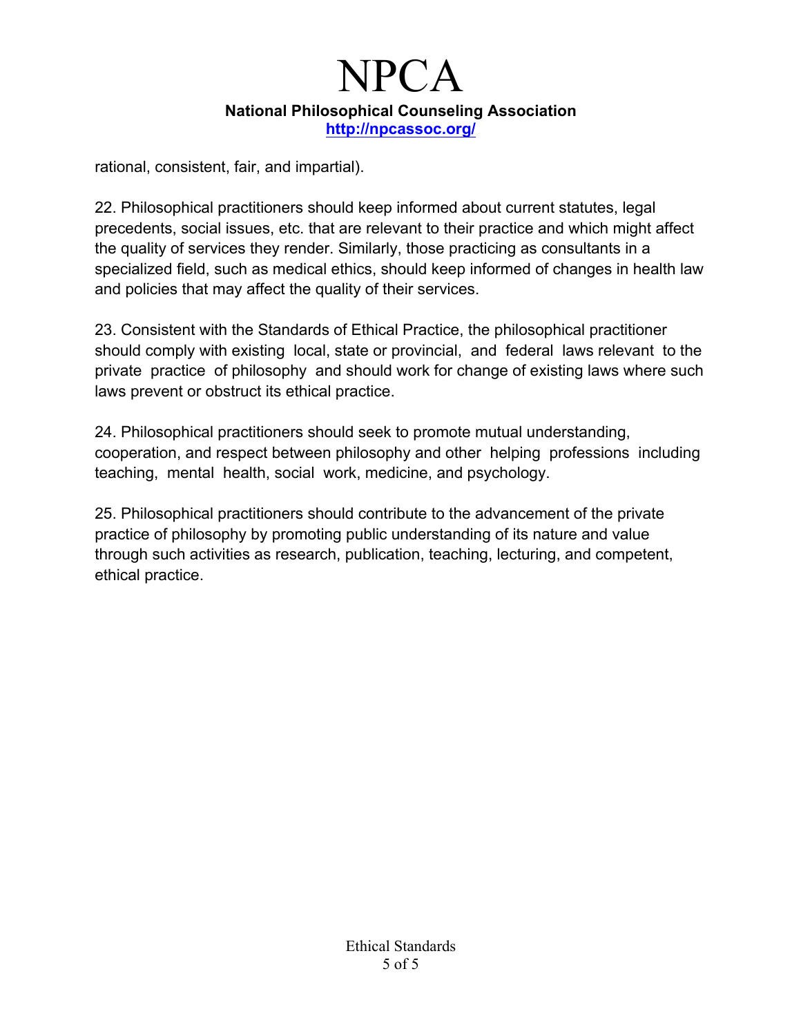rational, consistent, fair, and impartial).

22. Philosophical practitioners should keep informed about current statutes, legal precedents, social issues, etc. that are relevant to their practice and which might affect the quality of services they render. Similarly, those practicing as consultants in a specialized field, such as medical ethics, should keep informed of changes in health law and policies that may affect the quality of their services.

23. Consistent with the Standards of Ethical Practice, the philosophical practitioner should comply with existing local, state or provincial, and federal laws relevant to the private practice of philosophy and should work for change of existing laws where such laws prevent or obstruct its ethical practice.

24. Philosophical practitioners should seek to promote mutual understanding, cooperation, and respect between philosophy and other helping professions including teaching, mental health, social work, medicine, and psychology.

25. Philosophical practitioners should contribute to the advancement of the private practice of philosophy by promoting public understanding of its nature and value through such activities as research, publication, teaching, lecturing, and competent, ethical practice.